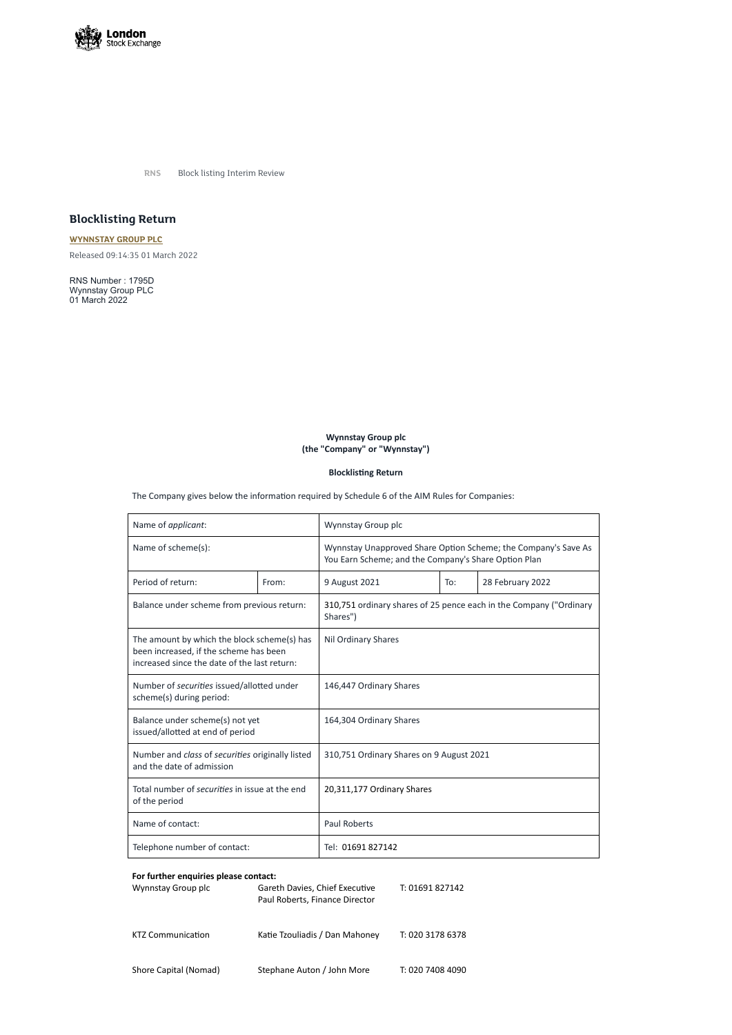RNS Block listing Interim Review

## Blocklisting Return

**WYNNSTAY GROUP PLC**

Released 09:14:35 01 March 2022

RNS Number : 1795D
Wynnstay Group PLC
01 March 2022

**Wynnstay Group plc**
**(the "Company" or "Wynnstay")**

**Blocklisting Return**

The Company gives below the information required by Schedule 6 of the AIM Rules for Companies:

| Name of *applicant*: | | Wynnstay Group plc | | |
|---|---|---|---|---|
| Name of scheme(s): | | Wynnstay Unapproved Share Option Scheme; the Company's Save As You Earn Scheme; and the Company's Share Option Plan | | |
| Period of return: | From: | 9 August 2021 | To: | 28 February 2022 |
| Balance under scheme from previous return: | | 310,751 ordinary shares of 25 pence each in the Company ("Ordinary Shares") | | |
| The amount by which the block scheme(s) has been increased, if the scheme has been increased since the date of the last return: | | Nil Ordinary Shares | | |
| Number of *securities* issued/allotted under scheme(s) during period: | | 146,447 Ordinary Shares | | |
| Balance under scheme(s) not yet issued/allotted at end of period | | 164,304 Ordinary Shares | | |
| Number and *class* of *securities* originally listed and the date of admission | | 310,751 Ordinary Shares on 9 August 2021 | | |
| Total number of *securities* in issue at the end of the period | | 20,311,177 Ordinary Shares | | |
| Name of contact: | | Paul Roberts | | |
| Telephone number of contact: | | Tel: 01691 827142 | | |

**For further enquiries please contact:**

| | | |
|---|---|---|
| Wynnstay Group plc | Gareth Davies, Chief Executive<br>Paul Roberts, Finance Director | T: 01691 827142 |
| KTZ Communication | Katie Tzouliadis / Dan Mahoney | T: 020 3178 6378 |
| Shore Capital (Nomad) | Stephane Auton / John More | T: 020 7408 4090 |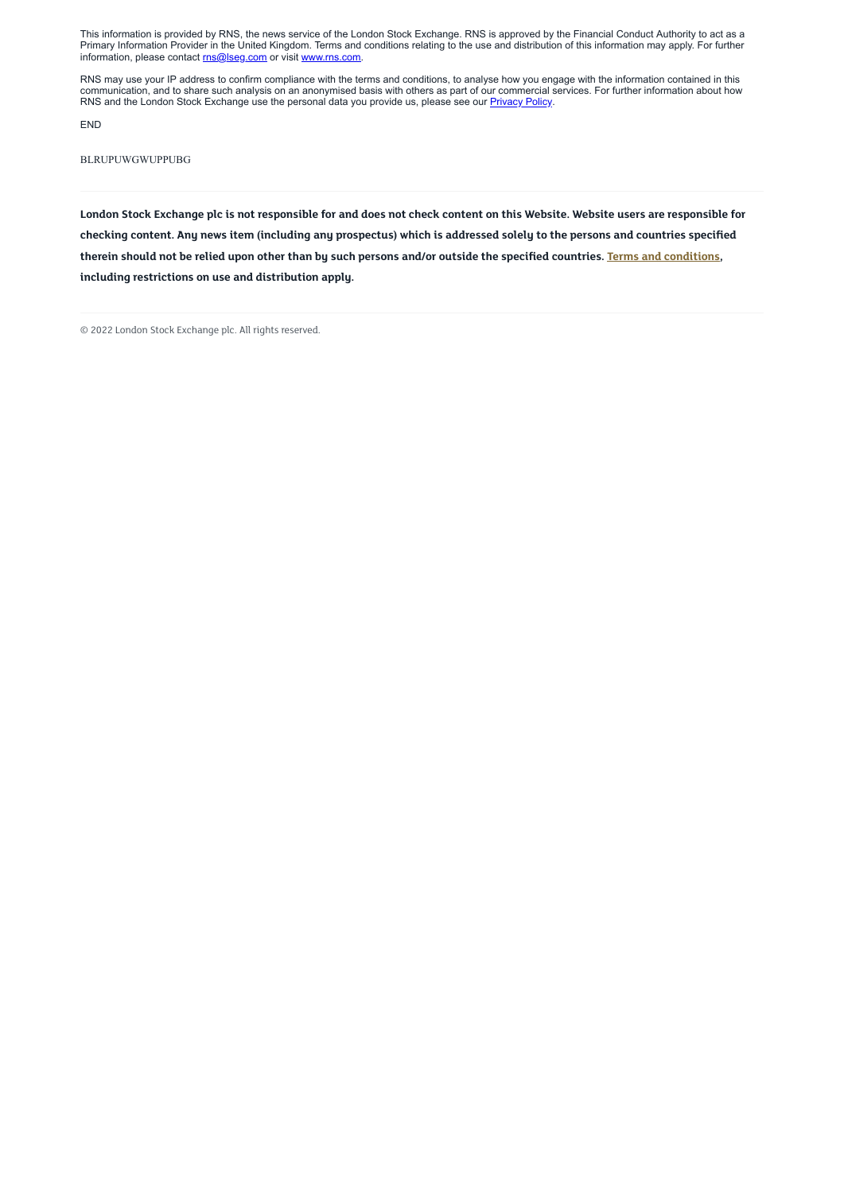This information is provided by RNS, the news service of the London Stock Exchange. RNS is approved by the Financial Conduct Authority to act as a Primary Information Provider in the United Kingdom. Terms and conditions relating to the use and distribution of this information may apply. For further information, please contact rns@lseg.com or visit www.rns.com.

RNS may use your IP address to confirm compliance with the terms and conditions, to analyse how you engage with the information contained in this communication, and to share such analysis on an anonymised basis with others as part of our commercial services. For further information about how RNS and the London Stock Exchange use the personal data you provide us, please see our Privacy Policy.

END

BLRUPUWGWUPPUBG

---

**London Stock Exchange plc is not responsible for and does not check content on this Website. Website users are responsible for checking content. Any news item (including any prospectus) which is addressed solely to the persons and countries specified therein should not be relied upon other than by such persons and/or outside the specified countries. Terms and conditions, including restrictions on use and distribution apply.**

---

© 2022 London Stock Exchange plc. All rights reserved.